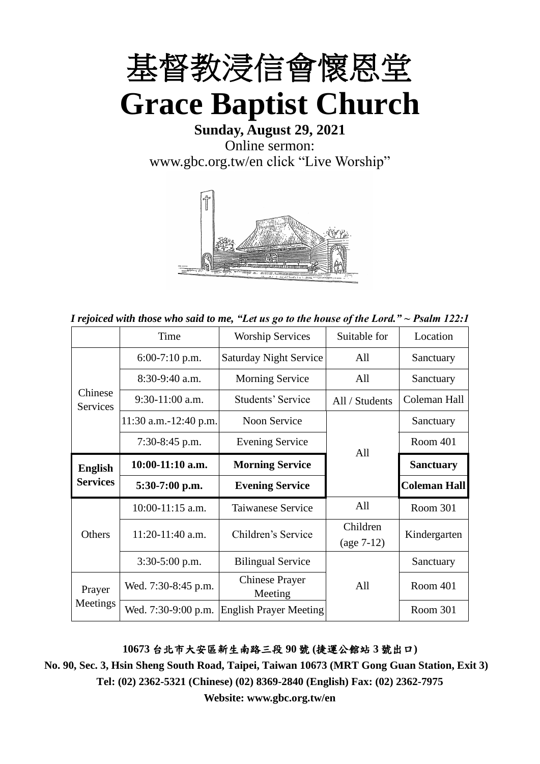# 基督教浸信會懷恩堂

# Grace Baptist Church

**Sunday, August 29, 2021**

Online sermon:

www.gbc.org.tw/en click "Live Worship"

*I rejoiced with those who said to me, "Let us go to the house of the Lord." ~ Psalm 122:1*

| | Time | Worship Services | Suitable for | Location |
|---|---|---|---|---|
| Chinese Services | 6:00-7:10 p.m. | Saturday Night Service | All | Sanctuary |
| | 8:30-9:40 a.m. | Morning Service | All | Sanctuary |
| | 9:30-11:00 a.m. | Students' Service | All / Students | Coleman Hall |
| | 11:30 a.m.-12:40 p.m. | Noon Service | All | Sanctuary |
| | 7:30-8:45 p.m. | Evening Service | | Room 401 |
| **English Services** | **10:00-11:10 a.m.** | **Morning Service** | | **Sanctuary** |
| | **5:30-7:00 p.m.** | **Evening Service** | | **Coleman Hall** |
| Others | 10:00-11:15 a.m. | Taiwanese Service | All | Room 301 |
| | 11:20-11:40 a.m. | Children's Service | Children (age 7-12) | Kindergarten |
| | 3:30-5:00 p.m. | Bilingual Service | All | Sanctuary |
| Prayer Meetings | Wed. 7:30-8:45 p.m. | Chinese Prayer Meeting | | Room 401 |
| | Wed. 7:30-9:00 p.m. | English Prayer Meeting | | Room 301 |

**10673 台北市大安區新生南路三段 90 號 (捷運公館站 3 號出口)**

**No. 90, Sec. 3, Hsin Sheng South Road, Taipei, Taiwan 10673 (MRT Gong Guan Station, Exit 3)**

**Tel: (02) 2362-5321 (Chinese) (02) 8369-2840 (English) Fax: (02) 2362-7975**

**Website: www.gbc.org.tw/en**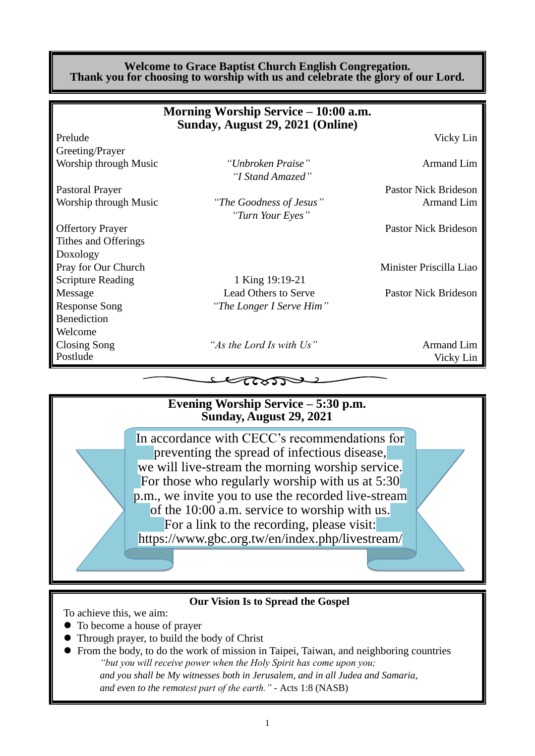**Welcome to Grace Baptist Church English Congregation.**
**Thank you for choosing to worship with us and celebrate the glory of our Lord.**

## Morning Worship Service – 10:00 a.m.
## Sunday, August 29, 2021 (Online)

| | | |
|---|---|---|
| Prelude | | Vicky Lin |
| Greeting/Prayer | | |
| Worship through Music | *"Unbroken Praise"* *"I Stand Amazed"* | Armand Lim |
| Pastoral Prayer | | Pastor Nick Brideson |
| Worship through Music | *"The Goodness of Jesus"* *"Turn Your Eyes"* | Armand Lim |
| Offertory Prayer | | Pastor Nick Brideson |
| Tithes and Offerings | | |
| Doxology | | |
| Pray for Our Church | | Minister Priscilla Liao |
| Scripture Reading | 1 King 19:19-21 | |
| Message | Lead Others to Serve | Pastor Nick Brideson |
| Response Song | *"The Longer I Serve Him"* | |
| Benediction | | |
| Welcome | | |
| Closing Song | *"As the Lord Is with Us"* | Armand Lim |
| Postlude | | Vicky Lin |

## Evening Worship Service – 5:30 p.m.
## Sunday, August 29, 2021

In accordance with CECC's recommendations for preventing the spread of infectious disease, we will live-stream the morning worship service. For those who regularly worship with us at 5:30 p.m., we invite you to use the recorded live-stream of the 10:00 a.m. service to worship with us. For a link to the recording, please visit: https://www.gbc.org.tw/en/index.php/livestream/

### Our Vision Is to Spread the Gospel

To achieve this, we aim:

- To become a house of prayer
- Through prayer, to build the body of Christ
- From the body, to do the work of mission in Taipei, Taiwan, and neighboring countries

*"but you will receive power when the Holy Spirit has come upon you; and you shall be My witnesses both in Jerusalem, and in all Judea and Samaria, and even to the remotest part of the earth."* - Acts 1:8 (NASB)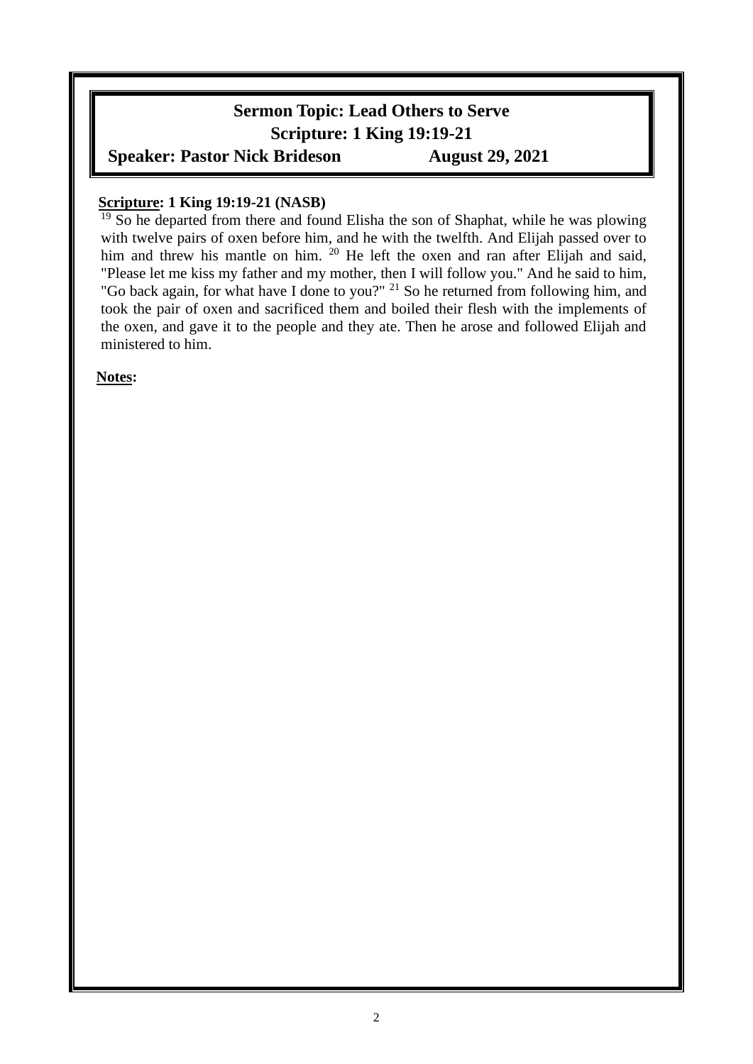# Sermon Topic: Lead Others to Serve

**Scripture: 1 King 19:19-21**

**Speaker: Pastor Nick Brideson August 29, 2021**

**Scripture: 1 King 19:19-21 (NASB)**

[19] So he departed from there and found Elisha the son of Shaphat, while he was plowing with twelve pairs of oxen before him, and he with the twelfth. And Elijah passed over to him and threw his mantle on him. [20] He left the oxen and ran after Elijah and said, "Please let me kiss my father and my mother, then I will follow you." And he said to him, "Go back again, for what have I done to you?" [21] So he returned from following him, and took the pair of oxen and sacrificed them and boiled their flesh with the implements of the oxen, and gave it to the people and they ate. Then he arose and followed Elijah and ministered to him.

**Notes:**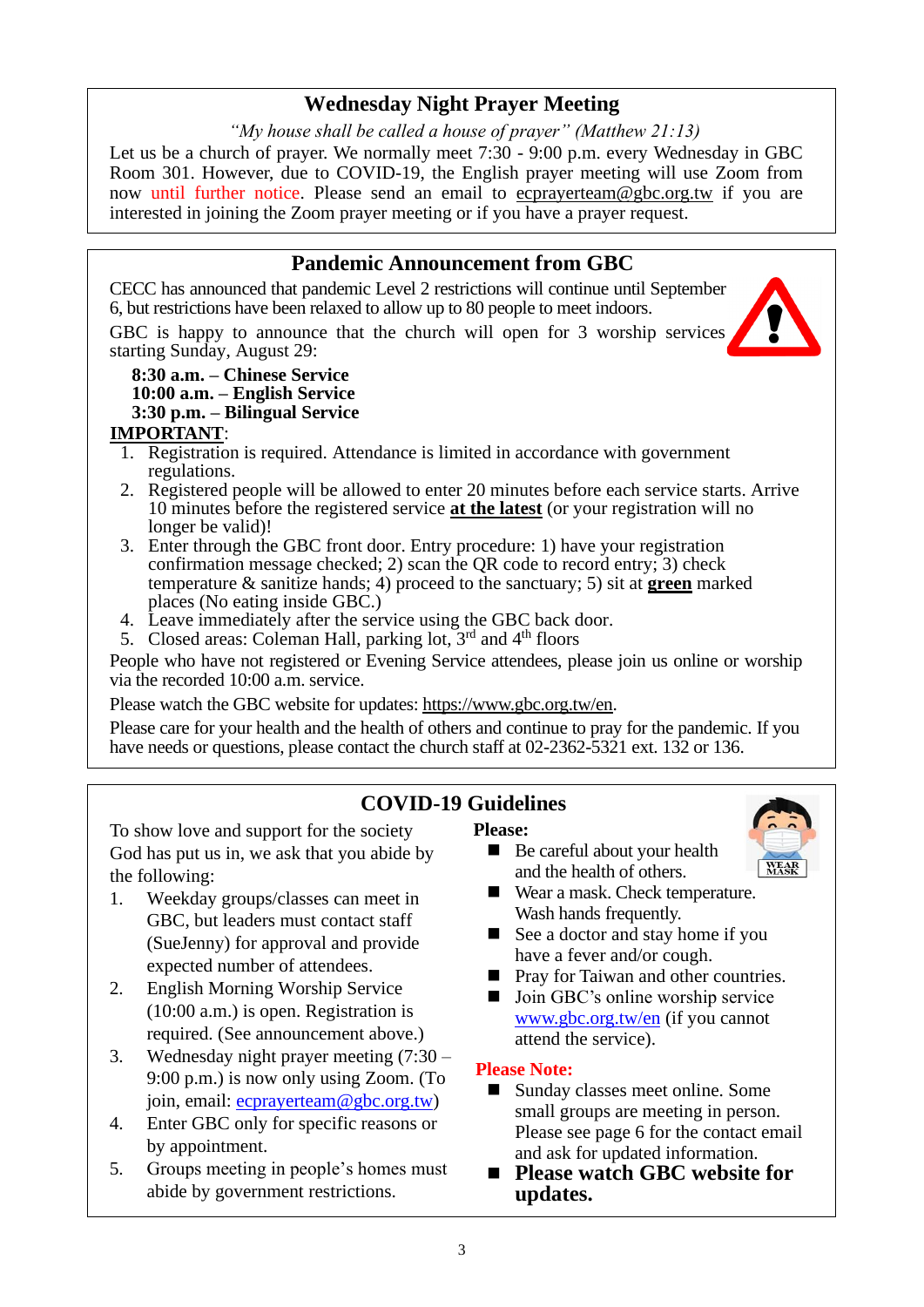## Wednesday Night Prayer Meeting

*"My house shall be called a house of prayer" (Matthew 21:13)*

Let us be a church of prayer. We normally meet 7:30 - 9:00 p.m. every Wednesday in GBC Room 301. However, due to COVID-19, the English prayer meeting will use Zoom from now until further notice. Please send an email to ecprayerteam@gbc.org.tw if you are interested in joining the Zoom prayer meeting or if you have a prayer request.

## Pandemic Announcement from GBC

CECC has announced that pandemic Level 2 restrictions will continue until September 6, but restrictions have been relaxed to allow up to 80 people to meet indoors.

GBC is happy to announce that the church will open for 3 worship services starting Sunday, August 29:

**8:30 a.m. – Chinese Service**
**10:00 a.m. – English Service**
**3:30 p.m. – Bilingual Service**

**IMPORTANT**:

1. Registration is required. Attendance is limited in accordance with government regulations.
2. Registered people will be allowed to enter 20 minutes before each service starts. Arrive 10 minutes before the registered service **at the latest** (or your registration will no longer be valid)!
3. Enter through the GBC front door. Entry procedure: 1) have your registration confirmation message checked; 2) scan the QR code to record entry; 3) check temperature & sanitize hands; 4) proceed to the sanctuary; 5) sit at **green** marked places (No eating inside GBC.)
4. Leave immediately after the service using the GBC back door.
5. Closed areas: Coleman Hall, parking lot, 3rd and 4th floors

People who have not registered or Evening Service attendees, please join us online or worship via the recorded 10:00 a.m. service.

Please watch the GBC website for updates: https://www.gbc.org.tw/en.

Please care for your health and the health of others and continue to pray for the pandemic. If you have needs or questions, please contact the church staff at 02-2362-5321 ext. 132 or 136.

## COVID-19 Guidelines

To show love and support for the society God has put us in, we ask that you abide by the following:

1. Weekday groups/classes can meet in GBC, but leaders must contact staff (SueJenny) for approval and provide expected number of attendees.
2. English Morning Worship Service (10:00 a.m.) is open. Registration is required. (See announcement above.)
3. Wednesday night prayer meeting (7:30 – 9:00 p.m.) is now only using Zoom. (To join, email: ecprayerteam@gbc.org.tw)
4. Enter GBC only for specific reasons or by appointment.
5. Groups meeting in people's homes must abide by government restrictions.

**Please:**

- Be careful about your health and the health of others.
- Wear a mask. Check temperature. Wash hands frequently.
- See a doctor and stay home if you have a fever and/or cough.
- Pray for Taiwan and other countries.
- Join GBC's online worship service www.gbc.org.tw/en (if you cannot attend the service).

**Please Note:**

- Sunday classes meet online. Some small groups are meeting in person. Please see page 6 for the contact email and ask for updated information.
- **Please watch GBC website for updates.**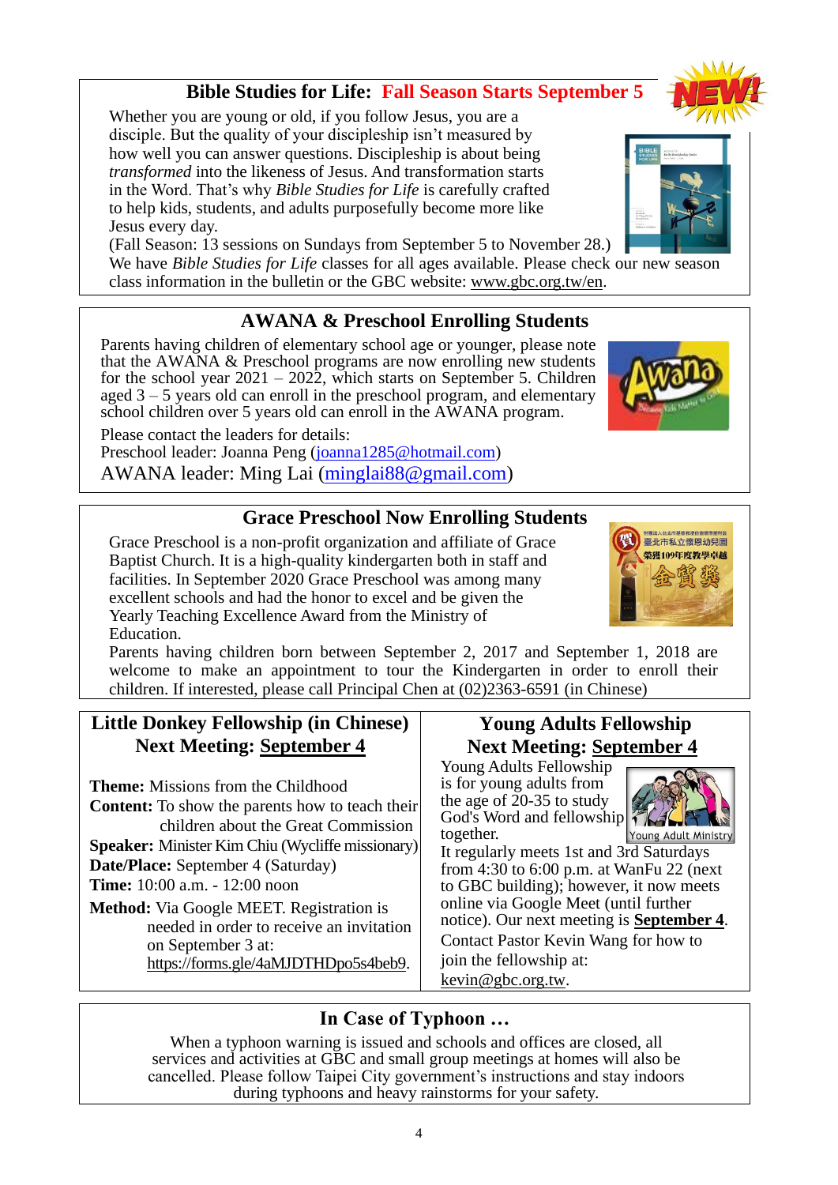## Bible Studies for Life: Fall Season Starts September 5

Whether you are young or old, if you follow Jesus, you are a disciple. But the quality of your discipleship isn't measured by how well you can answer questions. Discipleship is about being *transformed* into the likeness of Jesus. And transformation starts in the Word. That's why *Bible Studies for Life* is carefully crafted to help kids, students, and adults purposefully become more like Jesus every day.

(Fall Season: 13 sessions on Sundays from September 5 to November 28.)

We have *Bible Studies for Life* classes for all ages available. Please check our new season class information in the bulletin or the GBC website: www.gbc.org.tw/en.

## AWANA & Preschool Enrolling Students

Parents having children of elementary school age or younger, please note that the AWANA & Preschool programs are now enrolling new students for the school year 2021 – 2022, which starts on September 5. Children aged 3 – 5 years old can enroll in the preschool program, and elementary school children over 5 years old can enroll in the AWANA program.

Please contact the leaders for details:
Preschool leader: Joanna Peng (joanna1285@hotmail.com)
AWANA leader: Ming Lai (minglai88@gmail.com)

## Grace Preschool Now Enrolling Students

Grace Preschool is a non-profit organization and affiliate of Grace Baptist Church. It is a high-quality kindergarten both in staff and facilities. In September 2020 Grace Preschool was among many excellent schools and had the honor to excel and be given the Yearly Teaching Excellence Award from the Ministry of Education.

Parents having children born between September 2, 2017 and September 1, 2018 are welcome to make an appointment to tour the Kindergarten in order to enroll their children. If interested, please call Principal Chen at (02)2363-6591 (in Chinese)

## Little Donkey Fellowship (in Chinese)
### Next Meeting: September 4

**Theme:** Missions from the Childhood
**Content:** To show the parents how to teach their children about the Great Commission
**Speaker:** Minister Kim Chiu (Wycliffe missionary)
**Date/Place:** September 4 (Saturday)
**Time:** 10:00 a.m. - 12:00 noon
**Method:** Via Google MEET. Registration is needed in order to receive an invitation on September 3 at: https://forms.gle/4aMJDTHDpo5s4beb9.

## Young Adults Fellowship
### Next Meeting: September 4

Young Adults Fellowship is for young adults from the age of 20-35 to study God's Word and fellowship together.

It regularly meets 1st and 3rd Saturdays from 4:30 to 6:00 p.m. at WanFu 22 (next to GBC building); however, it now meets online via Google Meet (until further notice). Our next meeting is **September 4**.

Contact Pastor Kevin Wang for how to join the fellowship at: kevin@gbc.org.tw.

## In Case of Typhoon …

When a typhoon warning is issued and schools and offices are closed, all services and activities at GBC and small group meetings at homes will also be cancelled. Please follow Taipei City government's instructions and stay indoors during typhoons and heavy rainstorms for your safety.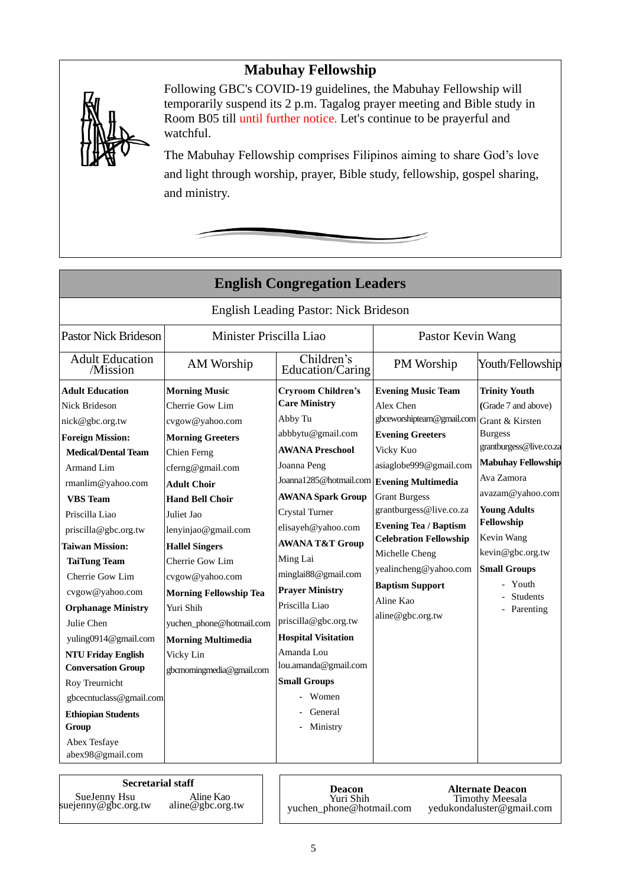## Mabuhay Fellowship

Following GBC's COVID-19 guidelines, the Mabuhay Fellowship will temporarily suspend its 2 p.m. Tagalog prayer meeting and Bible study in Room B05 till until further notice. Let's continue to be prayerful and watchful.

The Mabuhay Fellowship comprises Filipinos aiming to share God's love and light through worship, prayer, Bible study, fellowship, gospel sharing, and ministry.

## English Congregation Leaders

English Leading Pastor: Nick Brideson

| Pastor Nick Brideson | Minister Priscilla Liao | | Pastor Kevin Wang | |
|---|---|---|---|---|
| Adult Education /Mission | AM Worship | Children's Education/Caring | PM Worship | Youth/Fellowship |
| **Adult Education**<br>Nick Brideson<br>nick@gbc.org.tw<br>**Foreign Mission:**<br>**Medical/Dental Team**<br>Armand Lim<br>rmanlim@yahoo.com<br>**VBS Team**<br>Priscilla Liao<br>priscilla@gbc.org.tw<br>**Taiwan Mission:**<br>**TaiTung Team**<br>Cherrie Gow Lim<br>cvgow@yahoo.com<br>**Orphanage Ministry**<br>Julie Chen<br>yuling0914@gmail.com<br>**NTU Friday English Conversation Group**<br>Roy Treurnicht<br>gbcecntuclass@gmail.com<br>**Ethiopian Students Group**<br>Abex Tesfaye<br>abex98@gmail.com | **Morning Music**<br>Cherrie Gow Lim<br>cvgow@yahoo.com<br>**Morning Greeters**<br>Chien Ferng<br>cferng@gmail.com<br>**Adult Choir**<br>**Hand Bell Choir**<br>Juliet Jao<br>lenyinjao@gmail.com<br>**Hallel Singers**<br>Cherrie Gow Lim<br>cvgow@yahoo.com<br>**Morning Fellowship Tea**<br>Yuri Shih<br>yuchen_phone@hotmail.com<br>**Morning Multimedia**<br>Vicky Lin<br>gbcmorningmedia@gmail.com | **Cryroom Children's Care Ministry**<br>Abby Tu<br>abbbytu@gmail.com<br>**AWANA Preschool**<br>Joanna Peng<br>Joanna1285@hotmail.com<br>**AWANA Spark Group**<br>Crystal Turner<br>elisayeh@yahoo.com<br>**AWANA T&T Group**<br>Ming Lai<br>minglai88@gmail.com<br>**Prayer Ministry**<br>Priscilla Liao<br>priscilla@gbc.org.tw<br>**Hospital Visitation**<br>Amanda Lou<br>lou.amanda@gmail.com<br>**Small Groups**<br>- Women<br>- General<br>- Ministry | **Evening Music Team**<br>Alex Chen<br>gbceworshipteam@gmail.com<br>**Evening Greeters**<br>Vicky Kuo<br>asiaglobe999@gmail.com<br>**Evening Multimedia**<br>Grant Burgess<br>grantburgess@live.co.za<br>**Evening Tea / Baptism Celebration Fellowship**<br>Michelle Cheng<br>yealincheng@yahoo.com<br>**Baptism Support**<br>Aline Kao<br>aline@gbc.org.tw | **Trinity Youth**<br>(Grade 7 and above)<br>Grant & Kirsten Burgess<br>grantburgess@live.co.za<br>**Mabuhay Fellowship**<br>Ava Zamora<br>avazam@yahoo.com<br>**Young Adults Fellowship**<br>Kevin Wang<br>kevin@gbc.org.tw<br>**Small Groups**<br>- Youth<br>- Students<br>- Parenting |

**Secretarial staff**

SueJenny Hsu — suejenny@gbc.org.tw
Aline Kao — aline@gbc.org.tw

**Deacon**
Yuri Shih
yuchen_phone@hotmail.com

**Alternate Deacon**
Timothy Meesala
yedukondaluster@gmail.com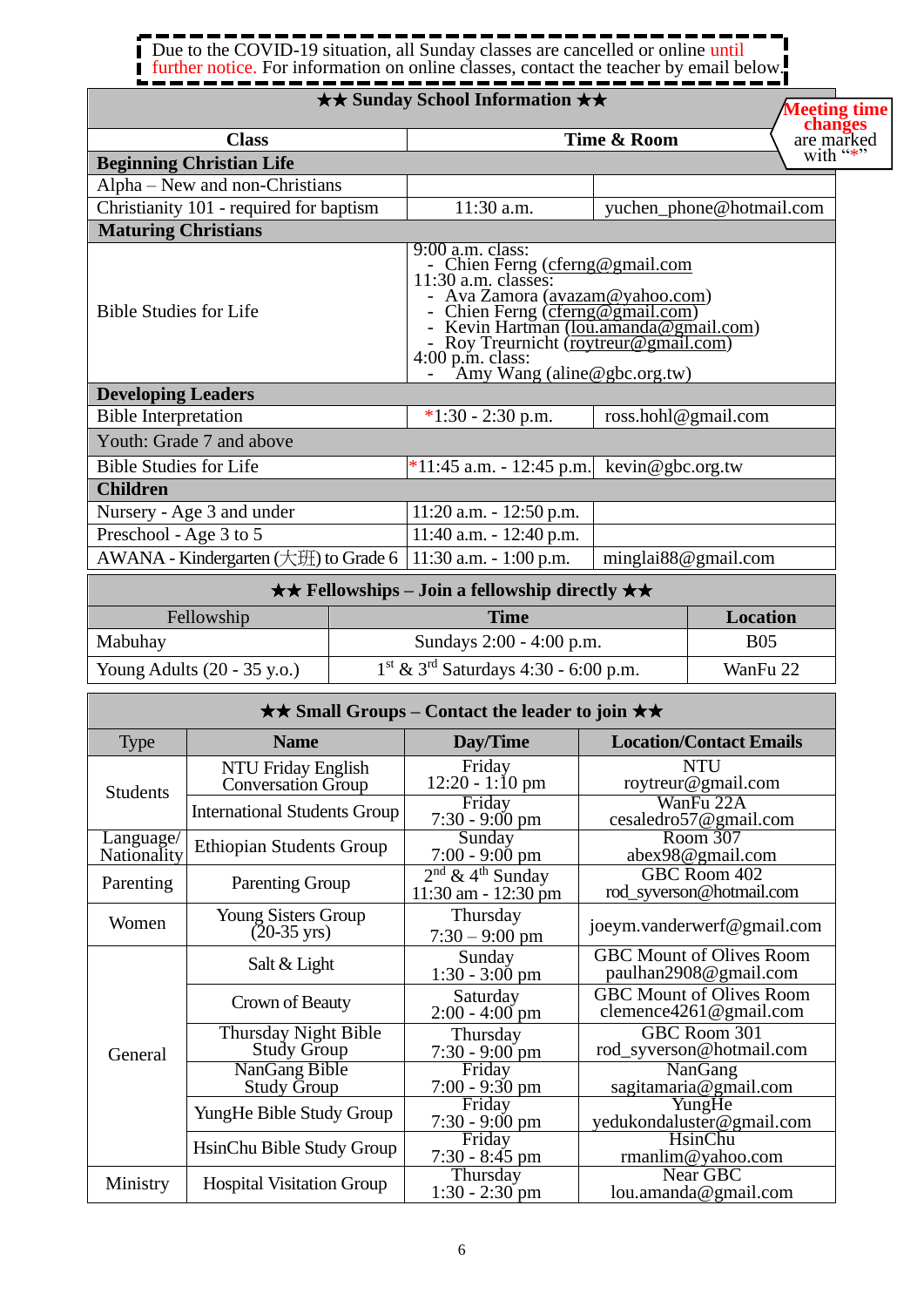Due to the COVID-19 situation, all Sunday classes are cancelled or online until further notice. For information on online classes, contact the teacher by email below.

Meeting time changes are marked with "*"

| ★★ Sunday School Information ★★ | | |
|---|---|---|
| **Class** | **Time & Room** | |
| **Beginning Christian Life** | | |
| Alpha – New and non-Christians | | |
| Christianity 101 - required for baptism | 11:30 a.m. | yuchen_phone@hotmail.com |
| **Maturing Christians** | | |
| Bible Studies for Life | 9:00 a.m. class:<br>- Chien Ferng (cferng@gmail.com<br>11:30 a.m. classes:<br>- Ava Zamora (avazam@yahoo.com)<br>- Chien Ferng (cferng@gmail.com)<br>- Kevin Hartman (lou.amanda@gmail.com)<br>- Roy Treurnicht (roytreur@gmail.com)<br>4:00 p.m. class:<br>- Amy Wang (aline@gbc.org.tw) | |
| **Developing Leaders** | | |
| Bible Interpretation | *1:30 - 2:30 p.m. | ross.hohl@gmail.com |
| Youth: Grade 7 and above | | |
| Bible Studies for Life | *11:45 a.m. - 12:45 p.m. | kevin@gbc.org.tw |
| **Children** | | |
| Nursery - Age 3 and under | 11:20 a.m. - 12:50 p.m. | |
| Preschool - Age 3 to 5 | 11:40 a.m. - 12:40 p.m. | |
| AWANA - Kindergarten (大班) to Grade 6 | 11:30 a.m. - 1:00 p.m. | minglai88@gmail.com |

| ★★ Fellowships – Join a fellowship directly ★★ | | |
|---|---|---|
| Fellowship | **Time** | **Location** |
| Mabuhay | Sundays 2:00 - 4:00 p.m. | B05 |
| Young Adults (20 - 35 y.o.) | 1st & 3rd Saturdays 4:30 - 6:00 p.m. | WanFu 22 |

| ★★ Small Groups – Contact the leader to join ★★ | | | |
|---|---|---|---|
| Type | **Name** | **Day/Time** | **Location/Contact Emails** |
| Students | NTU Friday English Conversation Group | Friday 12:20 - 1:10 pm | NTU roytreur@gmail.com |
| | International Students Group | Friday 7:30 - 9:00 pm | WanFu 22A cesaledro57@gmail.com |
| Language/ Nationality | Ethiopian Students Group | Sunday 7:00 - 9:00 pm | Room 307 abex98@gmail.com |
| Parenting | Parenting Group | 2nd & 4th Sunday 11:30 am - 12:30 pm | GBC Room 402 rod_syverson@hotmail.com |
| Women | Young Sisters Group (20-35 yrs) | Thursday 7:30 – 9:00 pm | joeym.vanderwerf@gmail.com |
| General | Salt & Light | Sunday 1:30 - 3:00 pm | GBC Mount of Olives Room paulhan2908@gmail.com |
| | Crown of Beauty | Saturday 2:00 - 4:00 pm | GBC Mount of Olives Room clemence4261@gmail.com |
| | Thursday Night Bible Study Group | Thursday 7:30 - 9:00 pm | GBC Room 301 rod_syverson@hotmail.com |
| | NanGang Bible Study Group | Friday 7:00 - 9:30 pm | NanGang sagitamaria@gmail.com |
| | YungHe Bible Study Group | Friday 7:30 - 9:00 pm | YungHe yedukondaluster@gmail.com |
| | HsinChu Bible Study Group | Friday 7:30 - 8:45 pm | HsinChu rmanlim@yahoo.com |
| Ministry | Hospital Visitation Group | Thursday 1:30 - 2:30 pm | Near GBC lou.amanda@gmail.com |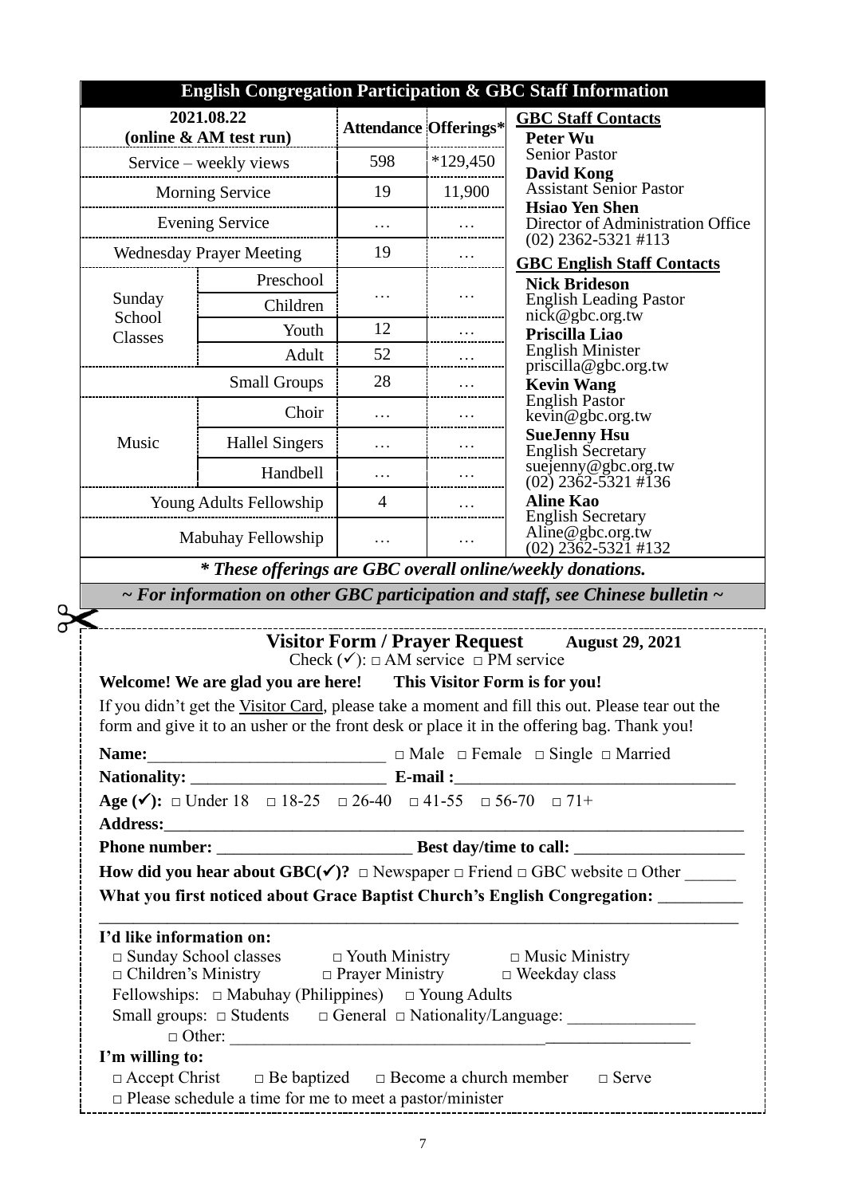## English Congregation Participation & GBC Staff Information

| 2021.08.22 (online & AM test run) | | Attendance | Offerings* |
|---|---|---|---|
| Service – weekly views | | 598 | *129,450 |
| Morning Service | | 19 | 11,900 |
| Evening Service | | … | … |
| Wednesday Prayer Meeting | | 19 | … |
| Sunday School Classes | Preschool | … | … |
| | Children | | |
| | Youth | 12 | … |
| | Adult | 52 | … |
| Small Groups | | 28 | … |
| Music | Choir | … | … |
| | Hallel Singers | … | … |
| | Handbell | … | … |
| Young Adults Fellowship | | 4 | … |
| Mabuhay Fellowship | | … | … |

**GBC Staff Contacts**

**Peter Wu**
Senior Pastor

**David Kong**
Assistant Senior Pastor

**Hsiao Yen Shen**
Director of Administration Office
(02) 2362-5321 #113

**GBC English Staff Contacts**

**Nick Brideson**
English Leading Pastor
nick@gbc.org.tw

**Priscilla Liao**
English Minister
priscilla@gbc.org.tw

**Kevin Wang**
English Pastor
kevin@gbc.org.tw

**SueJenny Hsu**
English Secretary
suejenny@gbc.org.tw
(02) 2362-5321 #136

**Aline Kao**
English Secretary
Aline@gbc.org.tw
(02) 2362-5321 #132

***\* These offerings are GBC overall online/weekly donations.***

***~ For information on other GBC participation and staff, see Chinese bulletin ~***

---

**Visitor Form / Prayer Request** **August 29, 2021**

Check (✓): □ AM service □ PM service

**Welcome! We are glad you are here! This Visitor Form is for you!**

If you didn't get the Visitor Card, please take a moment and fill this out. Please tear out the form and give it to an usher or the front desk or place it in the offering bag. Thank you!

**Name:**____________________________ □ Male □ Female □ Single □ Married

**Nationality:** _______________________ **E-mail :**________________________________

**Age (✓):** □ Under 18 □ 18-25 □ 26-40 □ 41-55 □ 56-70 □ 71+

**Address:**_____________________________________________________________________

**Phone number:** _______________________ **Best day/time to call:** ___________________

**How did you hear about GBC(✓)?** □ Newspaper □ Friend □ GBC website □ Other ______

**What you first noticed about Grace Baptist Church's English Congregation:** __________

___________________________________________________________________________

**I'd like information on:**

□ Sunday School classes □ Youth Ministry □ Music Ministry
□ Children's Ministry □ Prayer Ministry □ Weekday class
Fellowships: □ Mabuhay (Philippines) □ Young Adults
Small groups: □ Students □ General □ Nationality/Language: _______________
□ Other: ____________________________________________________

**I'm willing to:**

□ Accept Christ □ Be baptized □ Become a church member □ Serve
□ Please schedule a time for me to meet a pastor/minister